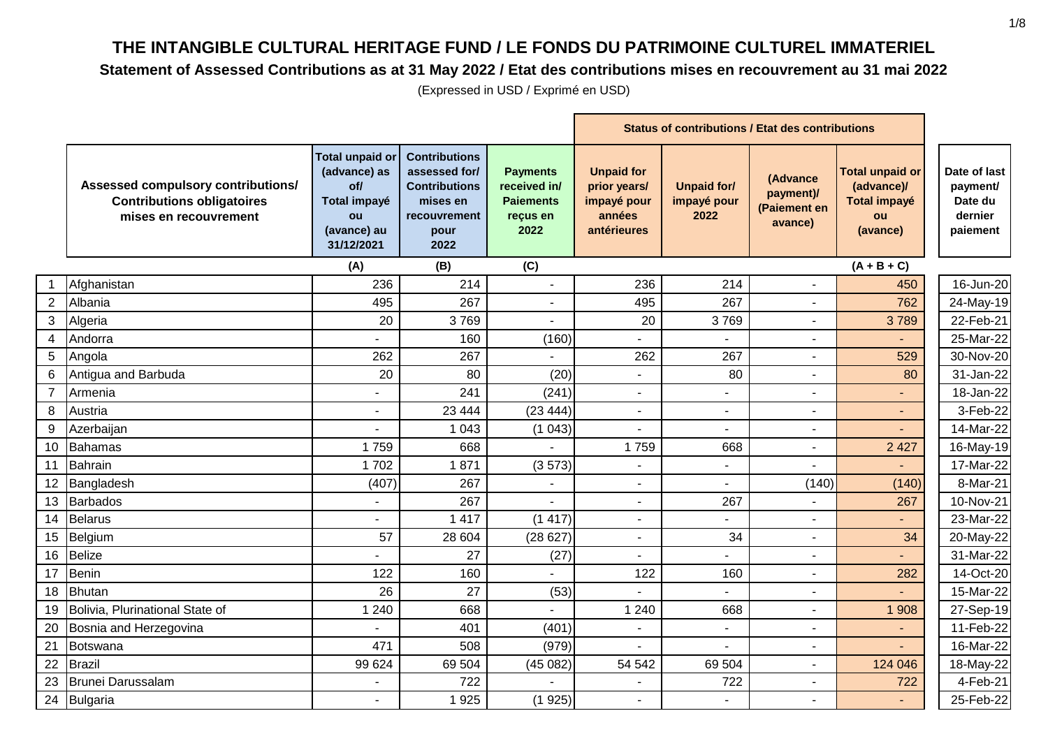# THE INTANGIBLE CULTURAL HERITAGE FUND / LE FONDS DU PATRIMOINE CULTUREL IMMATERIEL

## Statement of Assessed Contributions as at 31 May 2022 / Etat des contributions mises en recouvrement au 31 mai 2022

(Expressed in USD / Exprimé en USD)

| | Assessed compulsory contributions/ Contributions obligatoires mises en recouvrement | Total unpaid or (advance) as of/ Total impayé ou (avance) au 31/12/2021 | Contributions assessed for/ Contributions mises en recouvrement pour 2022 | Payments received in/ Paiements reçus en 2022 | Status of contributions / Etat des contributions | | | | Date of last payment/ Date du dernier paiement |
|---|---|---|---|---|---|---|---|---|---|
| | | | | | Unpaid for prior years/ impayé pour années antérieures | Unpaid for/ impayé pour 2022 | (Advance payment)/ (Paiement en avance) | Total unpaid or (advance)/ Total impayé ou (avance) | |
| | | (A) | (B) | (C) | | | | (A + B + C) | |
| 1 | Afghanistan | 236 | 214 | - | 236 | 214 | - | 450 | 16-Jun-20 |
| 2 | Albania | 495 | 267 | - | 495 | 267 | - | 762 | 24-May-19 |
| 3 | Algeria | 20 | 3 769 | - | 20 | 3 769 | - | 3 789 | 22-Feb-21 |
| 4 | Andorra | - | 160 | (160) | - | - | - | - | 25-Mar-22 |
| 5 | Angola | 262 | 267 | - | 262 | 267 | - | 529 | 30-Nov-20 |
| 6 | Antigua and Barbuda | 20 | 80 | (20) | - | 80 | - | 80 | 31-Jan-22 |
| 7 | Armenia | - | 241 | (241) | - | - | - | - | 18-Jan-22 |
| 8 | Austria | - | 23 444 | (23 444) | - | - | - | - | 3-Feb-22 |
| 9 | Azerbaijan | - | 1 043 | (1 043) | - | - | - | - | 14-Mar-22 |
| 10 | Bahamas | 1 759 | 668 | - | 1 759 | 668 | - | 2 427 | 16-May-19 |
| 11 | Bahrain | 1 702 | 1 871 | (3 573) | - | - | - | - | 17-Mar-22 |
| 12 | Bangladesh | (407) | 267 | - | - | - | (140) | (140) | 8-Mar-21 |
| 13 | Barbados | - | 267 | - | - | 267 | - | 267 | 10-Nov-21 |
| 14 | Belarus | - | 1 417 | (1 417) | - | - | - | - | 23-Mar-22 |
| 15 | Belgium | 57 | 28 604 | (28 627) | - | 34 | - | 34 | 20-May-22 |
| 16 | Belize | - | 27 | (27) | - | - | - | - | 31-Mar-22 |
| 17 | Benin | 122 | 160 | - | 122 | 160 | - | 282 | 14-Oct-20 |
| 18 | Bhutan | 26 | 27 | (53) | - | - | - | - | 15-Mar-22 |
| 19 | Bolivia, Plurinational State of | 1 240 | 668 | - | 1 240 | 668 | - | 1 908 | 27-Sep-19 |
| 20 | Bosnia and Herzegovina | - | 401 | (401) | - | - | - | - | 11-Feb-22 |
| 21 | Botswana | 471 | 508 | (979) | - | - | - | - | 16-Mar-22 |
| 22 | Brazil | 99 624 | 69 504 | (45 082) | 54 542 | 69 504 | - | 124 046 | 18-May-22 |
| 23 | Brunei Darussalam | - | 722 | - | - | 722 | - | 722 | 4-Feb-21 |
| 24 | Bulgaria | - | 1 925 | (1 925) | - | - | - | - | 25-Feb-22 |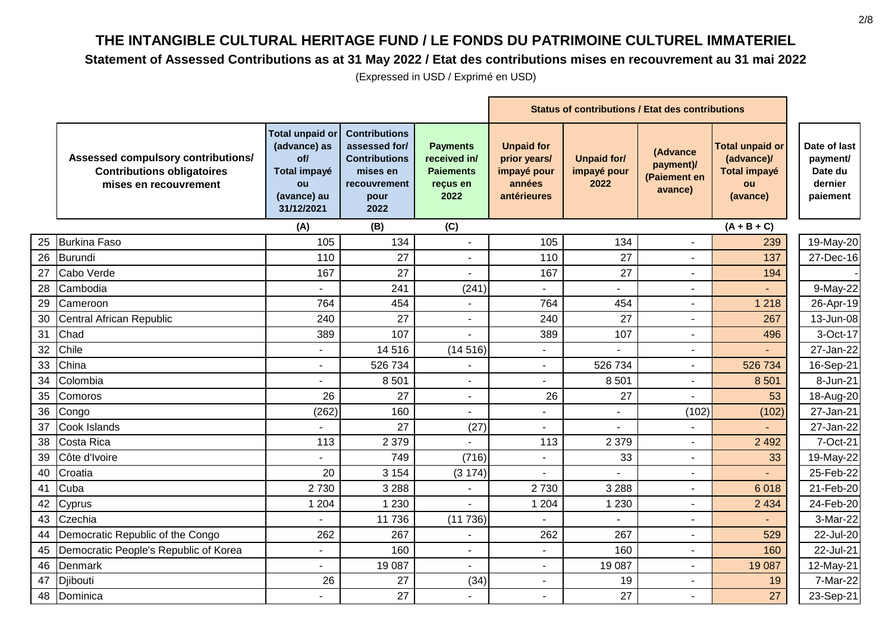# THE INTANGIBLE CULTURAL HERITAGE FUND / LE FONDS DU PATRIMOINE CULTUREL IMMATERIEL

## Statement of Assessed Contributions as at 31 May 2022 / Etat des contributions mises en recouvrement au 31 mai 2022

(Expressed in USD / Exprimé en USD)

| | | | | | Status of contributions / Etat des contributions | | | | |
|---|---|---|---|---|---|---|---|---|---|
| | **Assessed compulsory contributions/ Contributions obligatoires mises en recouvrement** | **Total unpaid or (advance) as of/ Total impayé ou (avance) au 31/12/2021** | **Contributions assessed for/ Contributions mises en recouvrement pour 2022** | **Payments received in/ Paiements reçus en 2022** | **Unpaid for prior years/ impayé pour années antérieures** | **Unpaid for/ impayé pour 2022** | **(Advance payment)/ (Paiement en avance)** | **Total unpaid or (advance)/ Total impayé ou (avance)** | **Date of last payment/ Date du dernier paiement** |
| | | (A) | (B) | (C) | | | | (A + B + C) | |
| 25 | Burkina Faso | 105 | 134 | - | 105 | 134 | - | 239 | 19-May-20 |
| 26 | Burundi | 110 | 27 | - | 110 | 27 | - | 137 | 27-Dec-16 |
| 27 | Cabo Verde | 167 | 27 | - | 167 | 27 | - | 194 | - |
| 28 | Cambodia | - | 241 | (241) | - | - | - | - | 9-May-22 |
| 29 | Cameroon | 764 | 454 | - | 764 | 454 | - | 1 218 | 26-Apr-19 |
| 30 | Central African Republic | 240 | 27 | - | 240 | 27 | - | 267 | 13-Jun-08 |
| 31 | Chad | 389 | 107 | - | 389 | 107 | - | 496 | 3-Oct-17 |
| 32 | Chile | - | 14 516 | (14 516) | - | - | - | - | 27-Jan-22 |
| 33 | China | - | 526 734 | - | - | 526 734 | - | 526 734 | 16-Sep-21 |
| 34 | Colombia | - | 8 501 | - | - | 8 501 | - | 8 501 | 8-Jun-21 |
| 35 | Comoros | 26 | 27 | - | 26 | 27 | - | 53 | 18-Aug-20 |
| 36 | Congo | (262) | 160 | - | - | - | (102) | (102) | 27-Jan-21 |
| 37 | Cook Islands | - | 27 | (27) | - | - | - | - | 27-Jan-22 |
| 38 | Costa Rica | 113 | 2 379 | - | 113 | 2 379 | - | 2 492 | 7-Oct-21 |
| 39 | Côte d'Ivoire | - | 749 | (716) | - | 33 | - | 33 | 19-May-22 |
| 40 | Croatia | 20 | 3 154 | (3 174) | - | - | - | - | 25-Feb-22 |
| 41 | Cuba | 2 730 | 3 288 | - | 2 730 | 3 288 | - | 6 018 | 21-Feb-20 |
| 42 | Cyprus | 1 204 | 1 230 | - | 1 204 | 1 230 | - | 2 434 | 24-Feb-20 |
| 43 | Czechia | - | 11 736 | (11 736) | - | - | - | - | 3-Mar-22 |
| 44 | Democratic Republic of the Congo | 262 | 267 | - | 262 | 267 | - | 529 | 22-Jul-20 |
| 45 | Democratic People's Republic of Korea | - | 160 | - | - | 160 | - | 160 | 22-Jul-21 |
| 46 | Denmark | - | 19 087 | - | - | 19 087 | - | 19 087 | 12-May-21 |
| 47 | Djibouti | 26 | 27 | (34) | - | 19 | - | 19 | 7-Mar-22 |
| 48 | Dominica | - | 27 | - | - | 27 | - | 27 | 23-Sep-21 |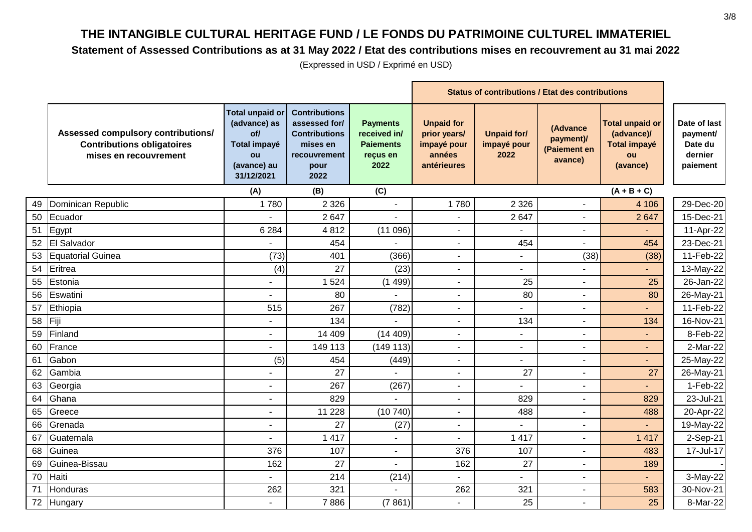# THE INTANGIBLE CULTURAL HERITAGE FUND / LE FONDS DU PATRIMOINE CULTUREL IMMATERIEL

## Statement of Assessed Contributions as at 31 May 2022 / Etat des contributions mises en recouvrement au 31 mai 2022

(Expressed in USD / Exprimé en USD)

| | | | | | Status of contributions / Etat des contributions | | | | |
|---|---|---|---|---|---|---|---|---|---|
| | **Assessed compulsory contributions/ Contributions obligatoires mises en recouvrement** | **Total unpaid or (advance) as of/ Total impayé ou (avance) au 31/12/2021** | **Contributions assessed for/ Contributions mises en recouvrement pour 2022** | **Payments received in/ Paiements reçus en 2022** | **Unpaid for prior years/ impayé pour années antérieures** | **Unpaid for/ impayé pour 2022** | **(Advance payment)/ (Paiement en avance)** | **Total unpaid or (advance)/ Total impayé ou (avance)** | **Date of last payment/ Date du dernier paiement** |
| | | **(A)** | **(B)** | **(C)** | | | | **(A + B + C)** | |
| 49 | Dominican Republic | 1 780 | 2 326 | - | 1 780 | 2 326 | - | 4 106 | 29-Dec-20 |
| 50 | Ecuador | - | 2 647 | - | - | 2 647 | - | 2 647 | 15-Dec-21 |
| 51 | Egypt | 6 284 | 4 812 | (11 096) | - | - | - | - | 11-Apr-22 |
| 52 | El Salvador | - | 454 | - | - | 454 | - | 454 | 23-Dec-21 |
| 53 | Equatorial Guinea | (73) | 401 | (366) | - | - | (38) | (38) | 11-Feb-22 |
| 54 | Eritrea | (4) | 27 | (23) | - | - | - | - | 13-May-22 |
| 55 | Estonia | - | 1 524 | (1 499) | - | 25 | - | 25 | 26-Jan-22 |
| 56 | Eswatini | - | 80 | - | - | 80 | - | 80 | 26-May-21 |
| 57 | Ethiopia | 515 | 267 | (782) | - | - | - | - | 11-Feb-22 |
| 58 | Fiji | - | 134 | - | - | 134 | - | 134 | 16-Nov-21 |
| 59 | Finland | - | 14 409 | (14 409) | - | - | - | - | 8-Feb-22 |
| 60 | France | - | 149 113 | (149 113) | - | - | - | - | 2-Mar-22 |
| 61 | Gabon | (5) | 454 | (449) | - | - | - | - | 25-May-22 |
| 62 | Gambia | - | 27 | - | - | 27 | - | 27 | 26-May-21 |
| 63 | Georgia | - | 267 | (267) | - | - | - | - | 1-Feb-22 |
| 64 | Ghana | - | 829 | - | - | 829 | - | 829 | 23-Jul-21 |
| 65 | Greece | - | 11 228 | (10 740) | - | 488 | - | 488 | 20-Apr-22 |
| 66 | Grenada | - | 27 | (27) | - | - | - | - | 19-May-22 |
| 67 | Guatemala | - | 1 417 | - | - | 1 417 | - | 1 417 | 2-Sep-21 |
| 68 | Guinea | 376 | 107 | - | 376 | 107 | - | 483 | 17-Jul-17 |
| 69 | Guinea-Bissau | 162 | 27 | - | 162 | 27 | - | 189 | - |
| 70 | Haiti | - | 214 | (214) | - | - | - | - | 3-May-22 |
| 71 | Honduras | 262 | 321 | - | 262 | 321 | - | 583 | 30-Nov-21 |
| 72 | Hungary | - | 7 886 | (7 861) | - | 25 | - | 25 | 8-Mar-22 |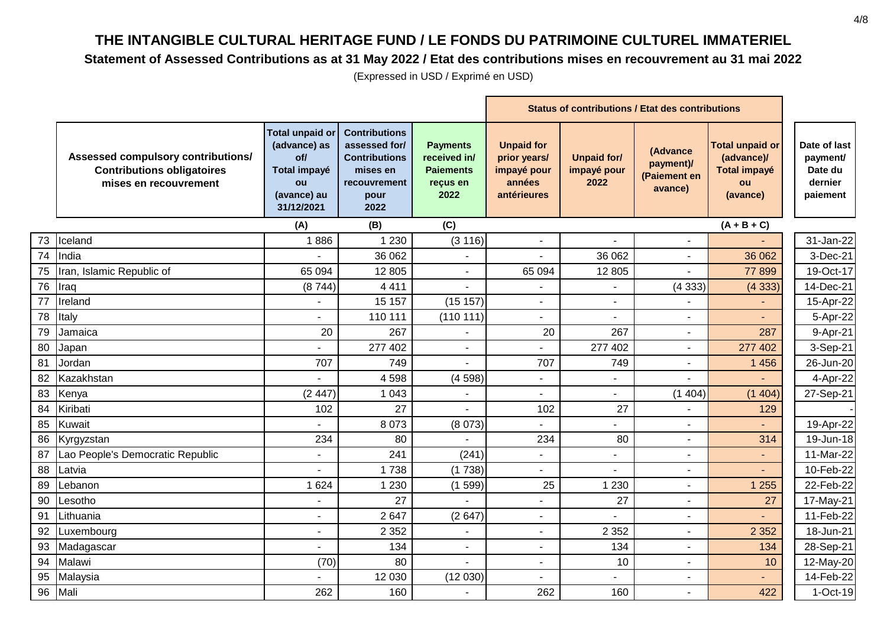# THE INTANGIBLE CULTURAL HERITAGE FUND / LE FONDS DU PATRIMOINE CULTUREL IMMATERIEL

## Statement of Assessed Contributions as at 31 May 2022 / Etat des contributions mises en recouvrement au 31 mai 2022

(Expressed in USD / Exprimé en USD)

| | Assessed compulsory contributions/ Contributions obligatoires mises en recouvrement | Total unpaid or (advance) as of/ Total impayé ou (avance) au 31/12/2021 | Contributions assessed for/ Contributions mises en recouvrement pour 2022 | Payments received in/ Paiements reçus en 2022 | Status of contributions / Etat des contributions | | | | Date of last payment/ Date du dernier paiement |
|---|---|---|---|---|---|---|---|---|---|
| | | | | | Unpaid for prior years/ impayé pour années antérieures | Unpaid for/ impayé pour 2022 | (Advance payment)/ (Paiement en avance) | Total unpaid or (advance)/ Total impayé ou (avance) | |
| | | (A) | (B) | (C) | | | | (A + B + C) | |
| 73 | Iceland | 1 886 | 1 230 | (3 116) | - | - | - | - | 31-Jan-22 |
| 74 | India | - | 36 062 | - | - | 36 062 | - | 36 062 | 3-Dec-21 |
| 75 | Iran, Islamic Republic of | 65 094 | 12 805 | - | 65 094 | 12 805 | - | 77 899 | 19-Oct-17 |
| 76 | Iraq | (8 744) | 4 411 | - | - | - | (4 333) | (4 333) | 14-Dec-21 |
| 77 | Ireland | - | 15 157 | (15 157) | - | - | - | - | 15-Apr-22 |
| 78 | Italy | - | 110 111 | (110 111) | - | - | - | - | 5-Apr-22 |
| 79 | Jamaica | 20 | 267 | - | 20 | 267 | - | 287 | 9-Apr-21 |
| 80 | Japan | - | 277 402 | - | - | 277 402 | - | 277 402 | 3-Sep-21 |
| 81 | Jordan | 707 | 749 | - | 707 | 749 | - | 1 456 | 26-Jun-20 |
| 82 | Kazakhstan | - | 4 598 | (4 598) | - | - | - | - | 4-Apr-22 |
| 83 | Kenya | (2 447) | 1 043 | - | - | - | (1 404) | (1 404) | 27-Sep-21 |
| 84 | Kiribati | 102 | 27 | - | 102 | 27 | - | 129 | - |
| 85 | Kuwait | - | 8 073 | (8 073) | - | - | - | - | 19-Apr-22 |
| 86 | Kyrgyzstan | 234 | 80 | - | 234 | 80 | - | 314 | 19-Jun-18 |
| 87 | Lao People's Democratic Republic | - | 241 | (241) | - | - | - | - | 11-Mar-22 |
| 88 | Latvia | - | 1 738 | (1 738) | - | - | - | - | 10-Feb-22 |
| 89 | Lebanon | 1 624 | 1 230 | (1 599) | 25 | 1 230 | - | 1 255 | 22-Feb-22 |
| 90 | Lesotho | - | 27 | - | - | 27 | - | 27 | 17-May-21 |
| 91 | Lithuania | - | 2 647 | (2 647) | - | - | - | - | 11-Feb-22 |
| 92 | Luxembourg | - | 2 352 | - | - | 2 352 | - | 2 352 | 18-Jun-21 |
| 93 | Madagascar | - | 134 | - | - | 134 | - | 134 | 28-Sep-21 |
| 94 | Malawi | (70) | 80 | - | - | 10 | - | 10 | 12-May-20 |
| 95 | Malaysia | - | 12 030 | (12 030) | - | - | - | - | 14-Feb-22 |
| 96 | Mali | 262 | 160 | - | 262 | 160 | - | 422 | 1-Oct-19 |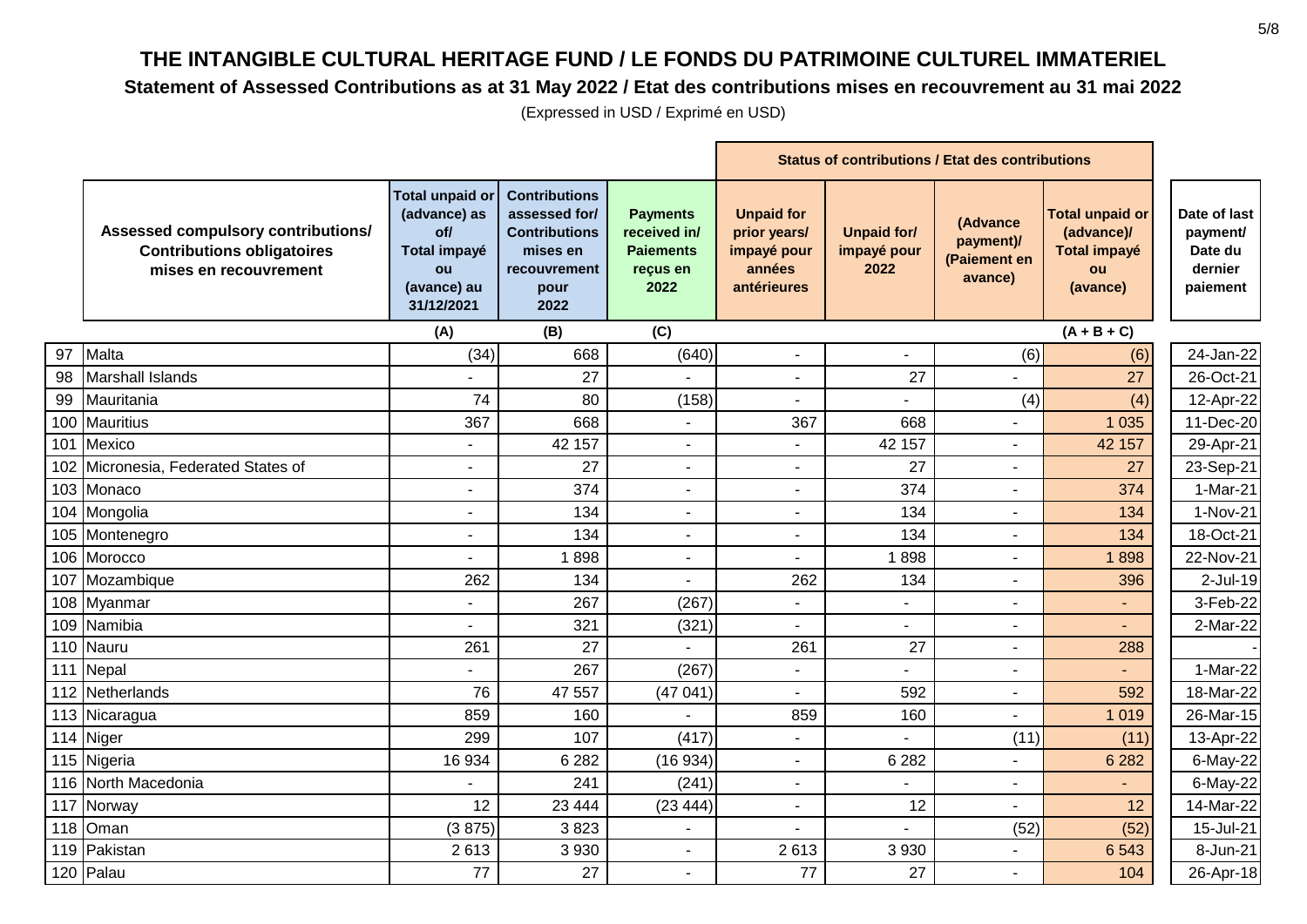# THE INTANGIBLE CULTURAL HERITAGE FUND / LE FONDS DU PATRIMOINE CULTUREL IMMATERIEL

## Statement of Assessed Contributions as at 31 May 2022 / Etat des contributions mises en recouvrement au 31 mai 2022

(Expressed in USD / Exprimé en USD)

| | Assessed compulsory contributions/ Contributions obligatoires mises en recouvrement | Total unpaid or (advance) as of/ Total impayé ou (avance) au 31/12/2021 | Contributions assessed for/ Contributions mises en recouvrement pour 2022 | Payments received in/ Paiements reçus en 2022 | Status of contributions / Etat des contributions: Unpaid for prior years/ impayé pour années antérieures | Unpaid for/ impayé pour 2022 | (Advance payment)/ (Paiement en avance) | Total unpaid or (advance)/ Total impayé ou (avance) | Date of last payment/ Date du dernier paiement |
|---|---|---|---|---|---|---|---|---|---|
| | | (A) | (B) | (C) | | | | (A + B + C) | |
| 97 | Malta | (34) | 668 | (640) | - | - | (6) | (6) | 24-Jan-22 |
| 98 | Marshall Islands | - | 27 | - | - | 27 | - | 27 | 26-Oct-21 |
| 99 | Mauritania | 74 | 80 | (158) | - | - | (4) | (4) | 12-Apr-22 |
| 100 | Mauritius | 367 | 668 | - | 367 | 668 | - | 1 035 | 11-Dec-20 |
| 101 | Mexico | - | 42 157 | - | - | 42 157 | - | 42 157 | 29-Apr-21 |
| 102 | Micronesia, Federated States of | - | 27 | - | - | 27 | - | 27 | 23-Sep-21 |
| 103 | Monaco | - | 374 | - | - | 374 | - | 374 | 1-Mar-21 |
| 104 | Mongolia | - | 134 | - | - | 134 | - | 134 | 1-Nov-21 |
| 105 | Montenegro | - | 134 | - | - | 134 | - | 134 | 18-Oct-21 |
| 106 | Morocco | - | 1 898 | - | - | 1 898 | - | 1 898 | 22-Nov-21 |
| 107 | Mozambique | 262 | 134 | - | 262 | 134 | - | 396 | 2-Jul-19 |
| 108 | Myanmar | - | 267 | (267) | - | - | - | - | 3-Feb-22 |
| 109 | Namibia | - | 321 | (321) | - | - | - | - | 2-Mar-22 |
| 110 | Nauru | 261 | 27 | - | 261 | 27 | - | 288 | - |
| 111 | Nepal | - | 267 | (267) | - | - | - | - | 1-Mar-22 |
| 112 | Netherlands | 76 | 47 557 | (47 041) | - | 592 | - | 592 | 18-Mar-22 |
| 113 | Nicaragua | 859 | 160 | - | 859 | 160 | - | 1 019 | 26-Mar-15 |
| 114 | Niger | 299 | 107 | (417) | - | - | (11) | (11) | 13-Apr-22 |
| 115 | Nigeria | 16 934 | 6 282 | (16 934) | - | 6 282 | - | 6 282 | 6-May-22 |
| 116 | North Macedonia | - | 241 | (241) | - | - | - | - | 6-May-22 |
| 117 | Norway | 12 | 23 444 | (23 444) | - | 12 | - | 12 | 14-Mar-22 |
| 118 | Oman | (3 875) | 3 823 | - | - | - | (52) | (52) | 15-Jul-21 |
| 119 | Pakistan | 2 613 | 3 930 | - | 2 613 | 3 930 | - | 6 543 | 8-Jun-21 |
| 120 | Palau | 77 | 27 | - | 77 | 27 | - | 104 | 26-Apr-18 |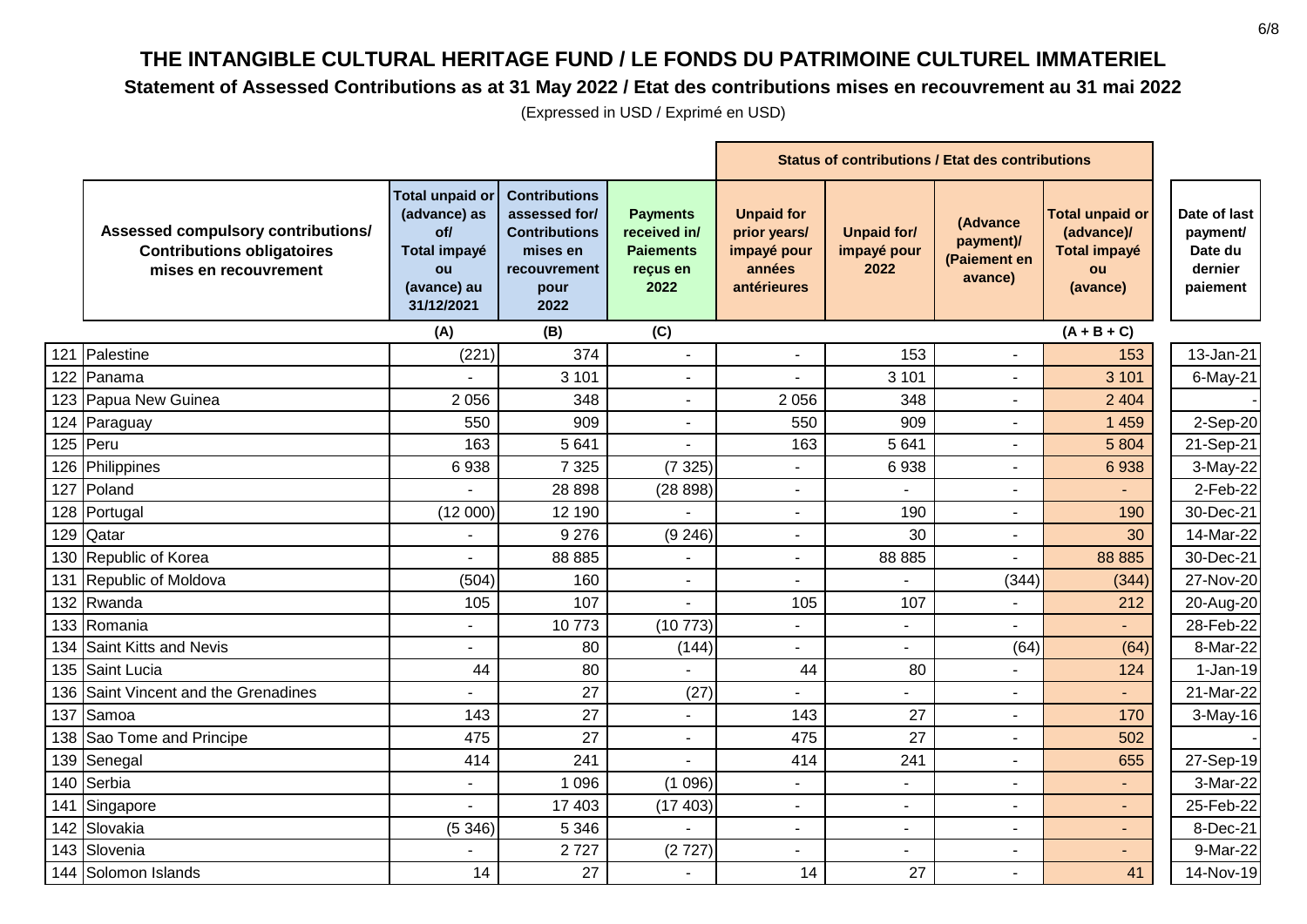# THE INTANGIBLE CULTURAL HERITAGE FUND / LE FONDS DU PATRIMOINE CULTUREL IMMATERIEL

## Statement of Assessed Contributions as at 31 May 2022 / Etat des contributions mises en recouvrement au 31 mai 2022

(Expressed in USD / Exprimé en USD)

| | Assessed compulsory contributions/ Contributions obligatoires mises en recouvrement | Total unpaid or (advance) as of/ Total impayé ou (avance) au 31/12/2021 | Contributions assessed for/ Contributions mises en recouvrement pour 2022 | Payments received in/ Paiements reçus en 2022 | Status of contributions / Etat des contributions: Unpaid for prior years/ impayé pour années antérieures | Unpaid for/ impayé pour 2022 | (Advance payment)/ (Paiement en avance) | Total unpaid or (advance)/ Total impayé ou (avance) | Date of last payment/ Date du dernier paiement |
|---|---|---|---|---|---|---|---|---|---|
| | | (A) | (B) | (C) | | | | (A + B + C) | |
| 121 | Palestine | (221) | 374 | - | - | 153 | - | 153 | 13-Jan-21 |
| 122 | Panama | - | 3 101 | - | - | 3 101 | - | 3 101 | 6-May-21 |
| 123 | Papua New Guinea | 2 056 | 348 | - | 2 056 | 348 | - | 2 404 | - |
| 124 | Paraguay | 550 | 909 | - | 550 | 909 | - | 1 459 | 2-Sep-20 |
| 125 | Peru | 163 | 5 641 | - | 163 | 5 641 | - | 5 804 | 21-Sep-21 |
| 126 | Philippines | 6 938 | 7 325 | (7 325) | - | 6 938 | - | 6 938 | 3-May-22 |
| 127 | Poland | - | 28 898 | (28 898) | - | - | - | - | 2-Feb-22 |
| 128 | Portugal | (12 000) | 12 190 | - | - | 190 | - | 190 | 30-Dec-21 |
| 129 | Qatar | - | 9 276 | (9 246) | - | 30 | - | 30 | 14-Mar-22 |
| 130 | Republic of Korea | - | 88 885 | - | - | 88 885 | - | 88 885 | 30-Dec-21 |
| 131 | Republic of Moldova | (504) | 160 | - | - | - | (344) | (344) | 27-Nov-20 |
| 132 | Rwanda | 105 | 107 | - | 105 | 107 | - | 212 | 20-Aug-20 |
| 133 | Romania | - | 10 773 | (10 773) | - | - | - | - | 28-Feb-22 |
| 134 | Saint Kitts and Nevis | - | 80 | (144) | - | - | (64) | (64) | 8-Mar-22 |
| 135 | Saint Lucia | 44 | 80 | - | 44 | 80 | - | 124 | 1-Jan-19 |
| 136 | Saint Vincent and the Grenadines | - | 27 | (27) | - | - | - | - | 21-Mar-22 |
| 137 | Samoa | 143 | 27 | - | 143 | 27 | - | 170 | 3-May-16 |
| 138 | Sao Tome and Principe | 475 | 27 | - | 475 | 27 | - | 502 | - |
| 139 | Senegal | 414 | 241 | - | 414 | 241 | - | 655 | 27-Sep-19 |
| 140 | Serbia | - | 1 096 | (1 096) | - | - | - | - | 3-Mar-22 |
| 141 | Singapore | - | 17 403 | (17 403) | - | - | - | - | 25-Feb-22 |
| 142 | Slovakia | (5 346) | 5 346 | - | - | - | - | - | 8-Dec-21 |
| 143 | Slovenia | - | 2 727 | (2 727) | - | - | - | - | 9-Mar-22 |
| 144 | Solomon Islands | 14 | 27 | - | 14 | 27 | - | 41 | 14-Nov-19 |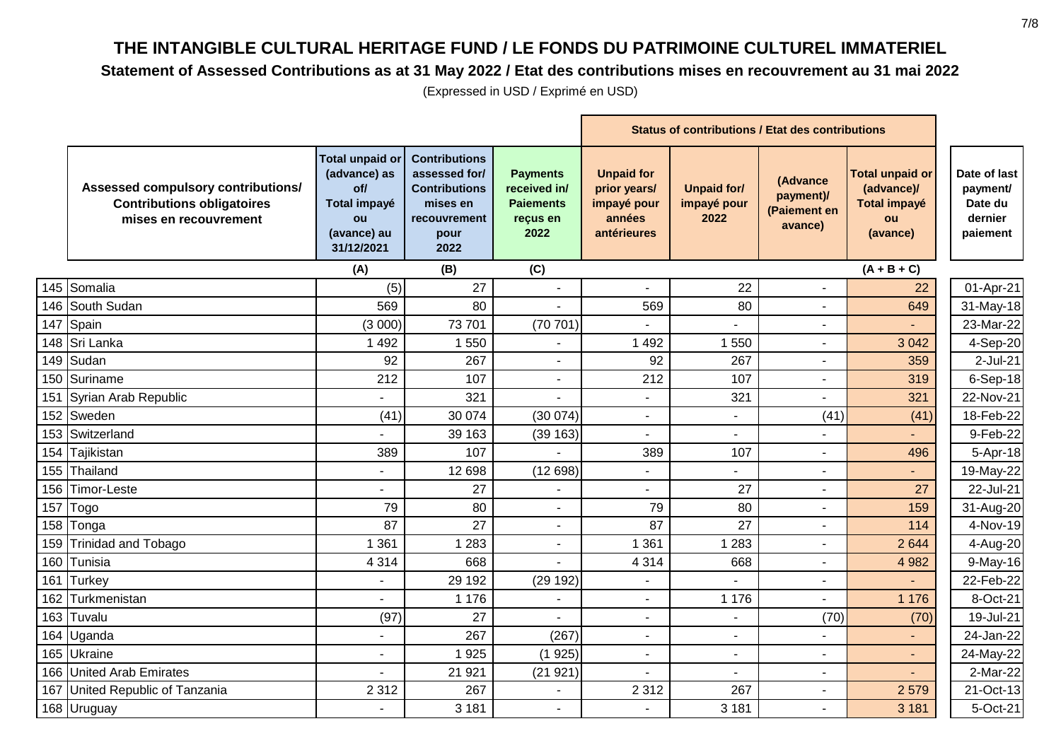# THE INTANGIBLE CULTURAL HERITAGE FUND / LE FONDS DU PATRIMOINE CULTUREL IMMATERIEL

## Statement of Assessed Contributions as at 31 May 2022 / Etat des contributions mises en recouvrement au 31 mai 2022

(Expressed in USD / Exprimé en USD)

| | Assessed compulsory contributions/ Contributions obligatoires mises en recouvrement | Total unpaid or (advance) as of/ Total impayé ou (avance) au 31/12/2021 | Contributions assessed for/ Contributions mises en recouvrement pour 2022 | Payments received in/ Paiements reçus en 2022 | Status of contributions / Etat des contributions | | | | Date of last payment/ Date du dernier paiement |
|---|---|---|---|---|---|---|---|---|---|
| | | | | | Unpaid for prior years/ impayé pour années antérieures | Unpaid for/ impayé pour 2022 | (Advance payment)/ (Paiement en avance) | Total unpaid or (advance)/ Total impayé ou (avance) | |
| | | (A) | (B) | (C) | | | | (A + B + C) | |
| 145 | Somalia | (5) | 27 | - | - | 22 | - | 22 | 01-Apr-21 |
| 146 | South Sudan | 569 | 80 | - | 569 | 80 | - | 649 | 31-May-18 |
| 147 | Spain | (3 000) | 73 701 | (70 701) | - | - | - | - | 23-Mar-22 |
| 148 | Sri Lanka | 1 492 | 1 550 | - | 1 492 | 1 550 | - | 3 042 | 4-Sep-20 |
| 149 | Sudan | 92 | 267 | - | 92 | 267 | - | 359 | 2-Jul-21 |
| 150 | Suriname | 212 | 107 | - | 212 | 107 | - | 319 | 6-Sep-18 |
| 151 | Syrian Arab Republic | - | 321 | - | - | 321 | - | 321 | 22-Nov-21 |
| 152 | Sweden | (41) | 30 074 | (30 074) | - | - | (41) | (41) | 18-Feb-22 |
| 153 | Switzerland | - | 39 163 | (39 163) | - | - | - | - | 9-Feb-22 |
| 154 | Tajikistan | 389 | 107 | - | 389 | 107 | - | 496 | 5-Apr-18 |
| 155 | Thailand | - | 12 698 | (12 698) | - | - | - | - | 19-May-22 |
| 156 | Timor-Leste | - | 27 | - | - | 27 | - | 27 | 22-Jul-21 |
| 157 | Togo | 79 | 80 | - | 79 | 80 | - | 159 | 31-Aug-20 |
| 158 | Tonga | 87 | 27 | - | 87 | 27 | - | 114 | 4-Nov-19 |
| 159 | Trinidad and Tobago | 1 361 | 1 283 | - | 1 361 | 1 283 | - | 2 644 | 4-Aug-20 |
| 160 | Tunisia | 4 314 | 668 | - | 4 314 | 668 | - | 4 982 | 9-May-16 |
| 161 | Turkey | - | 29 192 | (29 192) | - | - | - | - | 22-Feb-22 |
| 162 | Turkmenistan | - | 1 176 | - | - | 1 176 | - | 1 176 | 8-Oct-21 |
| 163 | Tuvalu | (97) | 27 | - | - | - | (70) | (70) | 19-Jul-21 |
| 164 | Uganda | - | 267 | (267) | - | - | - | - | 24-Jan-22 |
| 165 | Ukraine | - | 1 925 | (1 925) | - | - | - | - | 24-May-22 |
| 166 | United Arab Emirates | - | 21 921 | (21 921) | - | - | - | - | 2-Mar-22 |
| 167 | United Republic of Tanzania | 2 312 | 267 | - | 2 312 | 267 | - | 2 579 | 21-Oct-13 |
| 168 | Uruguay | - | 3 181 | - | - | 3 181 | - | 3 181 | 5-Oct-21 |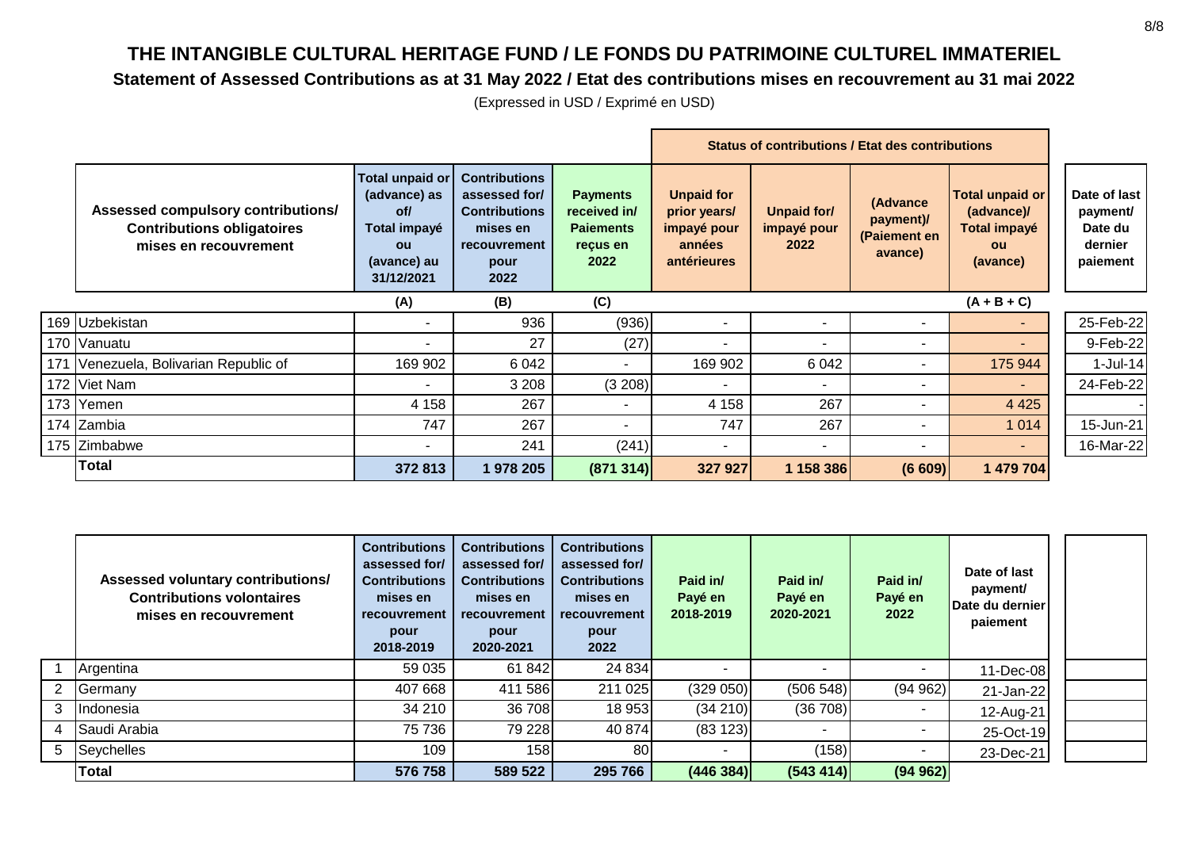# THE INTANGIBLE CULTURAL HERITAGE FUND / LE FONDS DU PATRIMOINE CULTUREL IMMATERIEL

## Statement of Assessed Contributions as at 31 May 2022 / Etat des contributions mises en recouvrement au 31 mai 2022

(Expressed in USD / Exprimé en USD)

| | Assessed compulsory contributions/ Contributions obligatoires mises en recouvrement | Total unpaid or (advance) as of/ Total impayé ou (avance) au 31/12/2021 | Contributions assessed for/ Contributions mises en recouvrement pour 2022 | Payments received in/ Paiements reçus en 2022 | Status of contributions / Etat des contributions | | | | Date of last payment/ Date du dernier paiement |
|---|---|---|---|---|---|---|---|---|---|
| | | | | | Unpaid for prior years/ impayé pour années antérieures | Unpaid for/ impayé pour 2022 | (Advance payment)/ (Paiement en avance) | Total unpaid or (advance)/ Total impayé ou (avance) | |
| | | (A) | (B) | (C) | | | | (A + B + C) | |
| 169 | Uzbekistan | - | 936 | (936) | - | - | - | - | 25-Feb-22 |
| 170 | Vanuatu | - | 27 | (27) | - | - | - | - | 9-Feb-22 |
| 171 | Venezuela, Bolivarian Republic of | 169 902 | 6 042 | - | 169 902 | 6 042 | - | 175 944 | 1-Jul-14 |
| 172 | Viet Nam | - | 3 208 | (3 208) | - | - | - | - | 24-Feb-22 |
| 173 | Yemen | 4 158 | 267 | - | 4 158 | 267 | - | 4 425 | - |
| 174 | Zambia | 747 | 267 | - | 747 | 267 | - | 1 014 | 15-Jun-21 |
| 175 | Zimbabwe | - | 241 | (241) | - | - | - | - | 16-Mar-22 |
| | **Total** | **372 813** | **1 978 205** | **(871 314)** | **327 927** | **1 158 386** | **(6 609)** | **1 479 704** | |

| | Assessed voluntary contributions/ Contributions volontaires mises en recouvrement | Contributions assessed for/ Contributions mises en recouvrement pour 2018-2019 | Contributions assessed for/ Contributions mises en recouvrement pour 2020-2021 | Contributions assessed for/ Contributions mises en recouvrement pour 2022 | Paid in/ Payé en 2018-2019 | Paid in/ Payé en 2020-2021 | Paid in/ Payé en 2022 | Date of last payment/ Date du dernier paiement |
|---|---|---|---|---|---|---|---|---|
| 1 | Argentina | 59 035 | 61 842 | 24 834 | - | - | - | 11-Dec-08 |
| 2 | Germany | 407 668 | 411 586 | 211 025 | (329 050) | (506 548) | (94 962) | 21-Jan-22 |
| 3 | Indonesia | 34 210 | 36 708 | 18 953 | (34 210) | (36 708) | - | 12-Aug-21 |
| 4 | Saudi Arabia | 75 736 | 79 228 | 40 874 | (83 123) | - | - | 25-Oct-19 |
| 5 | Seychelles | 109 | 158 | 80 | - | (158) | - | 23-Dec-21 |
| | **Total** | **576 758** | **589 522** | **295 766** | **(446 384)** | **(543 414)** | **(94 962)** | |